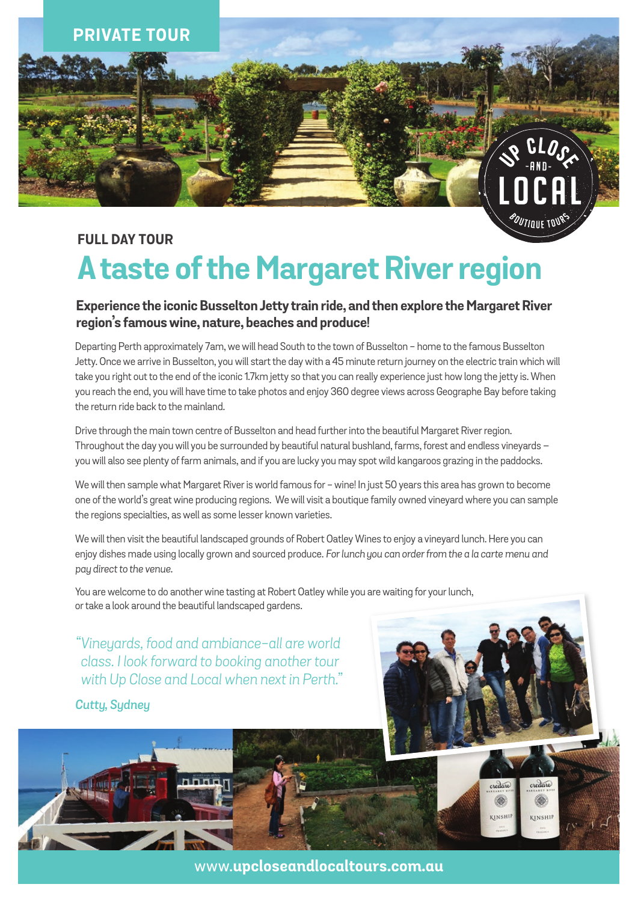PRIVATE TOUR

UP CLOSE -AND- LOCAL BOUTIQUE TOURS

**FULL DAY TOUR**

# A taste of the Margaret River region

**Experience the iconic Busselton Jetty train ride, and then explore the Margaret River region's famous wine, nature, beaches and produce!**

Departing Perth approximately 7am, we will head South to the town of Busselton – home to the famous Busselton Jetty. Once we arrive in Busselton, you will start the day with a 45 minute return journey on the electric train which will take you right out to the end of the iconic 1.7km jetty so that you can really experience just how long the jetty is. When you reach the end, you will have time to take photos and enjoy 360 degree views across Geographe Bay before taking the return ride back to the mainland.

Drive through the main town centre of Busselton and head further into the beautiful Margaret River region. Throughout the day you will you be surrounded by beautiful natural bushland, farms, forest and endless vineyards – you will also see plenty of farm animals, and if you are lucky you may spot wild kangaroos grazing in the paddocks.

We will then sample what Margaret River is world famous for – wine! In just 50 years this area has grown to become one of the world's great wine producing regions. We will visit a boutique family owned vineyard where you can sample the regions specialties, as well as some lesser known varieties.

We will then visit the beautiful landscaped grounds of Robert Oatley Wines to enjoy a vineyard lunch. Here you can enjoy dishes made using locally grown and sourced produce. *For lunch you can order from the a la carte menu and pay direct to the venue.*

You are welcome to do another wine tasting at Robert Oatley while you are waiting for your lunch, or take a look around the beautiful landscaped gardens.

*"Vineyards, food and ambiance–all are world class. I look forward to booking another tour with Up Close and Local when next in Perth."*

*Cutty, Sydney*

www.**upcloseandlocaltours.com.au**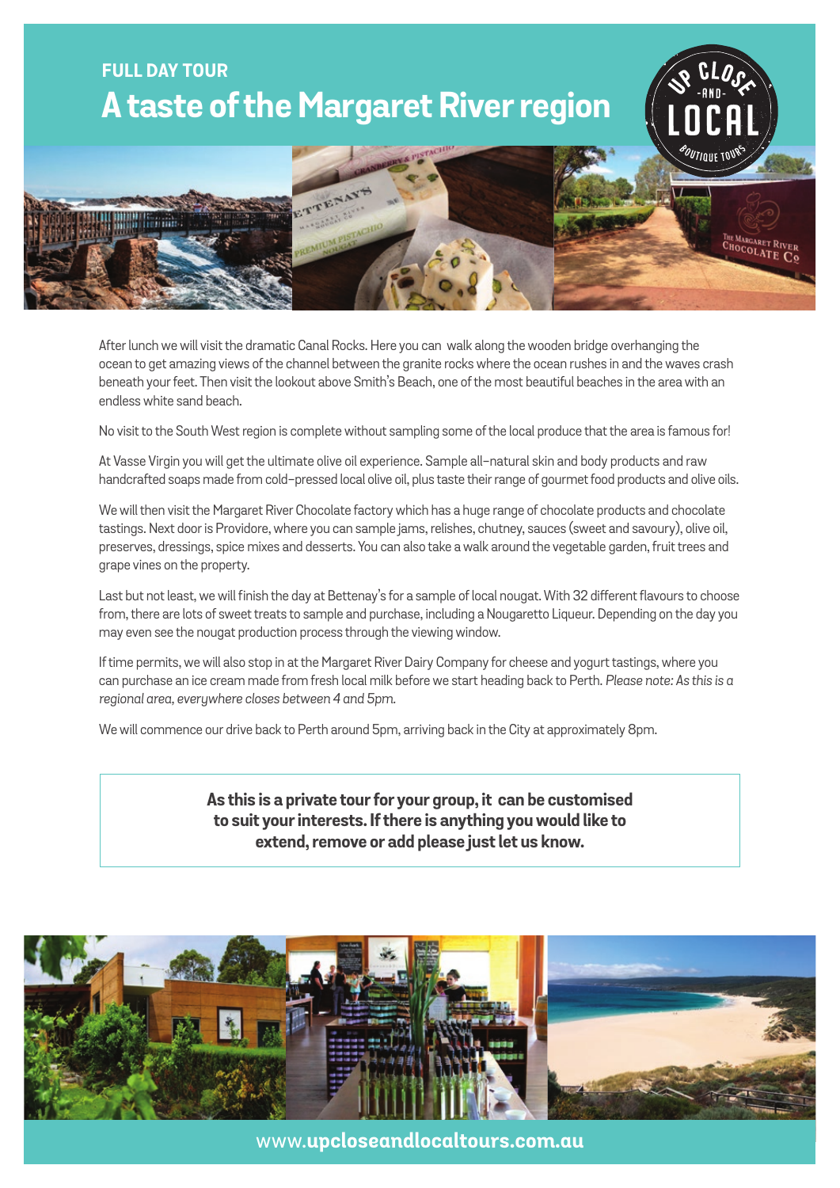FULL DAY TOUR

# A taste of the Margaret River region

After lunch we will visit the dramatic Canal Rocks. Here you can walk along the wooden bridge overhanging the ocean to get amazing views of the channel between the granite rocks where the ocean rushes in and the waves crash beneath your feet. Then visit the lookout above Smith's Beach, one of the most beautiful beaches in the area with an endless white sand beach.

No visit to the South West region is complete without sampling some of the local produce that the area is famous for!

At Vasse Virgin you will get the ultimate olive oil experience. Sample all-natural skin and body products and raw handcrafted soaps made from cold-pressed local olive oil, plus taste their range of gourmet food products and olive oils.

We will then visit the Margaret River Chocolate factory which has a huge range of chocolate products and chocolate tastings. Next door is Providore, where you can sample jams, relishes, chutney, sauces (sweet and savoury), olive oil, preserves, dressings, spice mixes and desserts. You can also take a walk around the vegetable garden, fruit trees and grape vines on the property.

Last but not least, we will finish the day at Bettenay's for a sample of local nougat. With 32 different flavours to choose from, there are lots of sweet treats to sample and purchase, including a Nougaretto Liqueur. Depending on the day you may even see the nougat production process through the viewing window.

If time permits, we will also stop in at the Margaret River Dairy Company for cheese and yogurt tastings, where you can purchase an ice cream made from fresh local milk before we start heading back to Perth. *Please note: As this is a regional area, everywhere closes between 4 and 5pm.*

We will commence our drive back to Perth around 5pm, arriving back in the City at approximately 8pm.

**As this is a private tour for your group, it can be customised to suit your interests. If there is anything you would like to extend, remove or add please just let us know.**

www.**upcloseandlocaltours.com.au**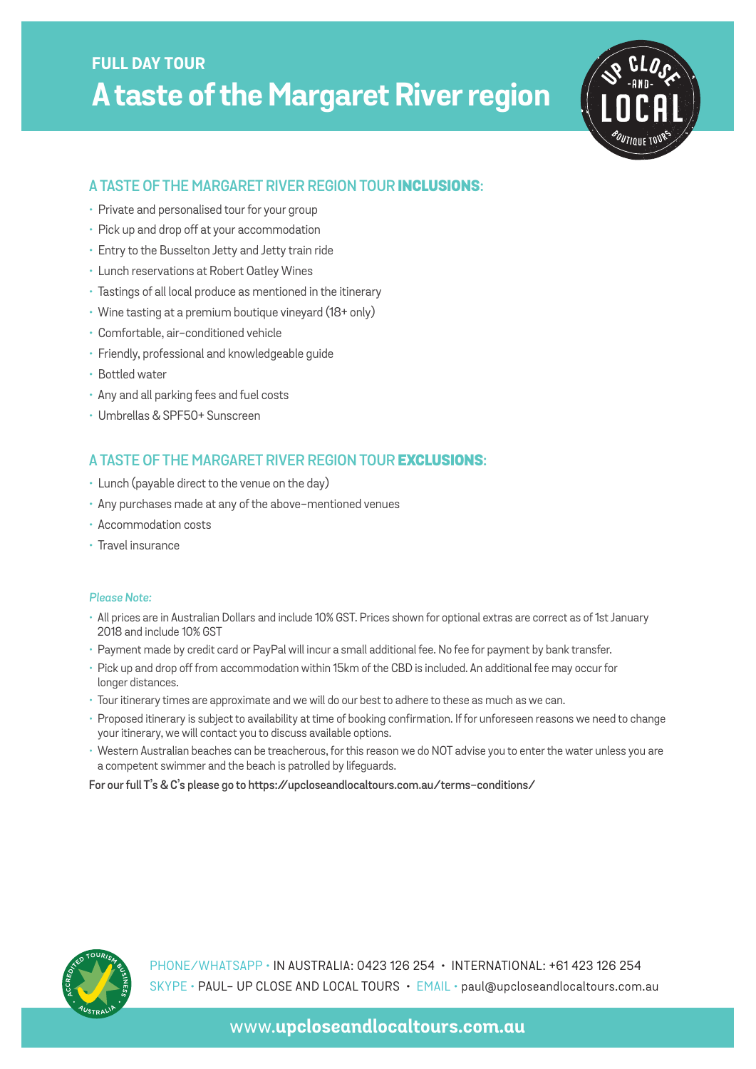## FULL DAY TOUR

# A taste of the Margaret River region

### A TASTE OF THE MARGARET RIVER REGION TOUR **INCLUSIONS**:

- Private and personalised tour for your group
- Pick up and drop off at your accommodation
- Entry to the Busselton Jetty and Jetty train ride
- Lunch reservations at Robert Oatley Wines
- Tastings of all local produce as mentioned in the itinerary
- Wine tasting at a premium boutique vineyard (18+ only)
- Comfortable, air-conditioned vehicle
- Friendly, professional and knowledgeable guide
- Bottled water
- Any and all parking fees and fuel costs
- Umbrellas & SPF50+ Sunscreen

### A TASTE OF THE MARGARET RIVER REGION TOUR **EXCLUSIONS**:

- Lunch (payable direct to the venue on the day)
- Any purchases made at any of the above-mentioned venues
- Accommodation costs
- Travel insurance

***Please Note:***

- All prices are in Australian Dollars and include 10% GST. Prices shown for optional extras are correct as of 1st January 2018 and include 10% GST
- Payment made by credit card or PayPal will incur a small additional fee. No fee for payment by bank transfer.
- Pick up and drop off from accommodation within 15km of the CBD is included. An additional fee may occur for longer distances.
- Tour itinerary times are approximate and we will do our best to adhere to these as much as we can.
- Proposed itinerary is subject to availability at time of booking confirmation. If for unforeseen reasons we need to change your itinerary, we will contact you to discuss available options.
- Western Australian beaches can be treacherous, for this reason we do NOT advise you to enter the water unless you are a competent swimmer and the beach is patrolled by lifeguards.

**For our full T's & C's please go to https://upcloseandlocaltours.com.au/terms-conditions/**

PHONE/WHATSAPP • IN AUSTRALIA: 0423 126 254 • INTERNATIONAL: +61 423 126 254
SKYPE • PAUL- UP CLOSE AND LOCAL TOURS • EMAIL • paul@upcloseandlocaltours.com.au

www.**upcloseandlocaltours.com.au**